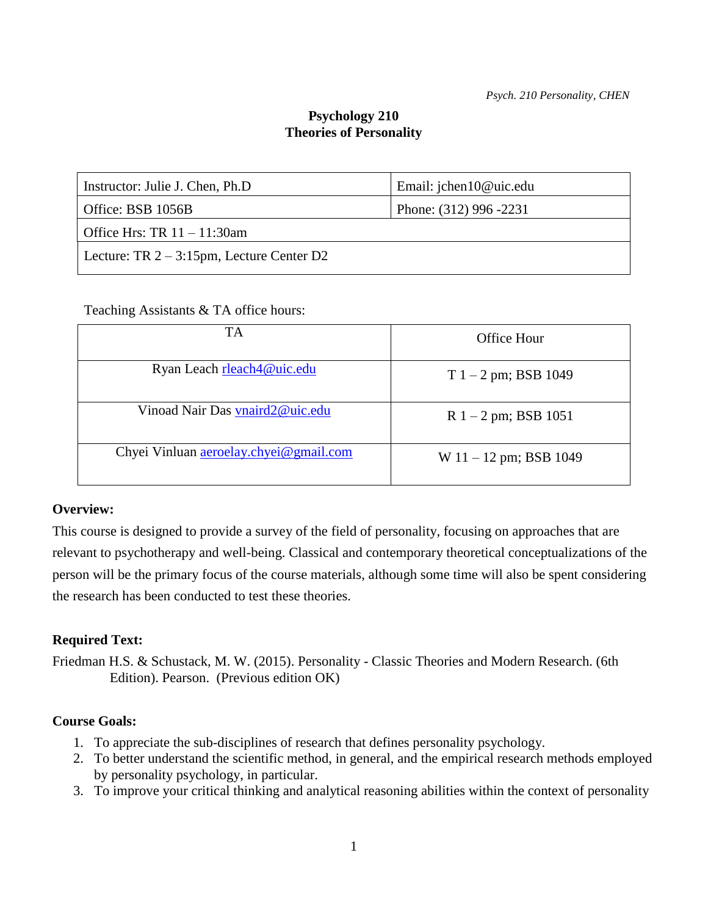# Psychology 210
# Theories of Personality

| Instructor: Julie J. Chen, Ph.D | Email: jchen10@uic.edu |
|---|---|
| Office: BSB 1056B | Phone: (312) 996 -2231 |
| Office Hrs: TR 11 – 11:30am | |
| Lecture: TR 2 – 3:15pm, Lecture Center D2 | |

Teaching Assistants & TA office hours:

| TA | Office Hour |
|---|---|
| Ryan Leach rleach4@uic.edu | T 1 – 2 pm; BSB 1049 |
| Vinoad Nair Das vnaird2@uic.edu | R 1 – 2 pm; BSB 1051 |
| Chyei Vinluan aeroelay.chyei@gmail.com | W 11 – 12 pm; BSB 1049 |

**Overview:**

This course is designed to provide a survey of the field of personality, focusing on approaches that are relevant to psychotherapy and well-being. Classical and contemporary theoretical conceptualizations of the person will be the primary focus of the course materials, although some time will also be spent considering the research has been conducted to test these theories.

**Required Text:**

Friedman H.S. & Schustack, M. W. (2015). Personality - Classic Theories and Modern Research. (6th Edition). Pearson. (Previous edition OK)

**Course Goals:**

1. To appreciate the sub-disciplines of research that defines personality psychology.
2. To better understand the scientific method, in general, and the empirical research methods employed by personality psychology, in particular.
3. To improve your critical thinking and analytical reasoning abilities within the context of personality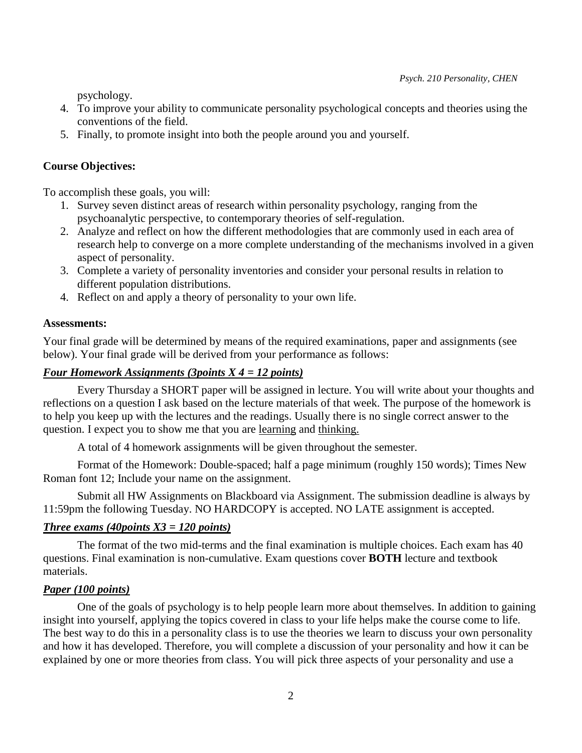psychology.

4. To improve your ability to communicate personality psychological concepts and theories using the conventions of the field.
5. Finally, to promote insight into both the people around you and yourself.

**Course Objectives:**

To accomplish these goals, you will:

1. Survey seven distinct areas of research within personality psychology, ranging from the psychoanalytic perspective, to contemporary theories of self-regulation.
2. Analyze and reflect on how the different methodologies that are commonly used in each area of research help to converge on a more complete understanding of the mechanisms involved in a given aspect of personality.
3. Complete a variety of personality inventories and consider your personal results in relation to different population distributions.
4. Reflect on and apply a theory of personality to your own life.

**Assessments:**

Your final grade will be determined by means of the required examinations, paper and assignments (see below). Your final grade will be derived from your performance as follows:

***Four Homework Assignments (3points X 4 = 12 points)***

Every Thursday a SHORT paper will be assigned in lecture. You will write about your thoughts and reflections on a question I ask based on the lecture materials of that week. The purpose of the homework is to help you keep up with the lectures and the readings. Usually there is no single correct answer to the question. I expect you to show me that you are learning and thinking.

A total of 4 homework assignments will be given throughout the semester.

Format of the Homework: Double-spaced; half a page minimum (roughly 150 words); Times New Roman font 12; Include your name on the assignment.

Submit all HW Assignments on Blackboard via Assignment. The submission deadline is always by 11:59pm the following Tuesday. NO HARDCOPY is accepted. NO LATE assignment is accepted.

***Three exams (40points X3 = 120 points)***

The format of the two mid-terms and the final examination is multiple choices. Each exam has 40 questions. Final examination is non-cumulative. Exam questions cover **BOTH** lecture and textbook materials.

***Paper (100 points)***

One of the goals of psychology is to help people learn more about themselves. In addition to gaining insight into yourself, applying the topics covered in class to your life helps make the course come to life. The best way to do this in a personality class is to use the theories we learn to discuss your own personality and how it has developed. Therefore, you will complete a discussion of your personality and how it can be explained by one or more theories from class. You will pick three aspects of your personality and use a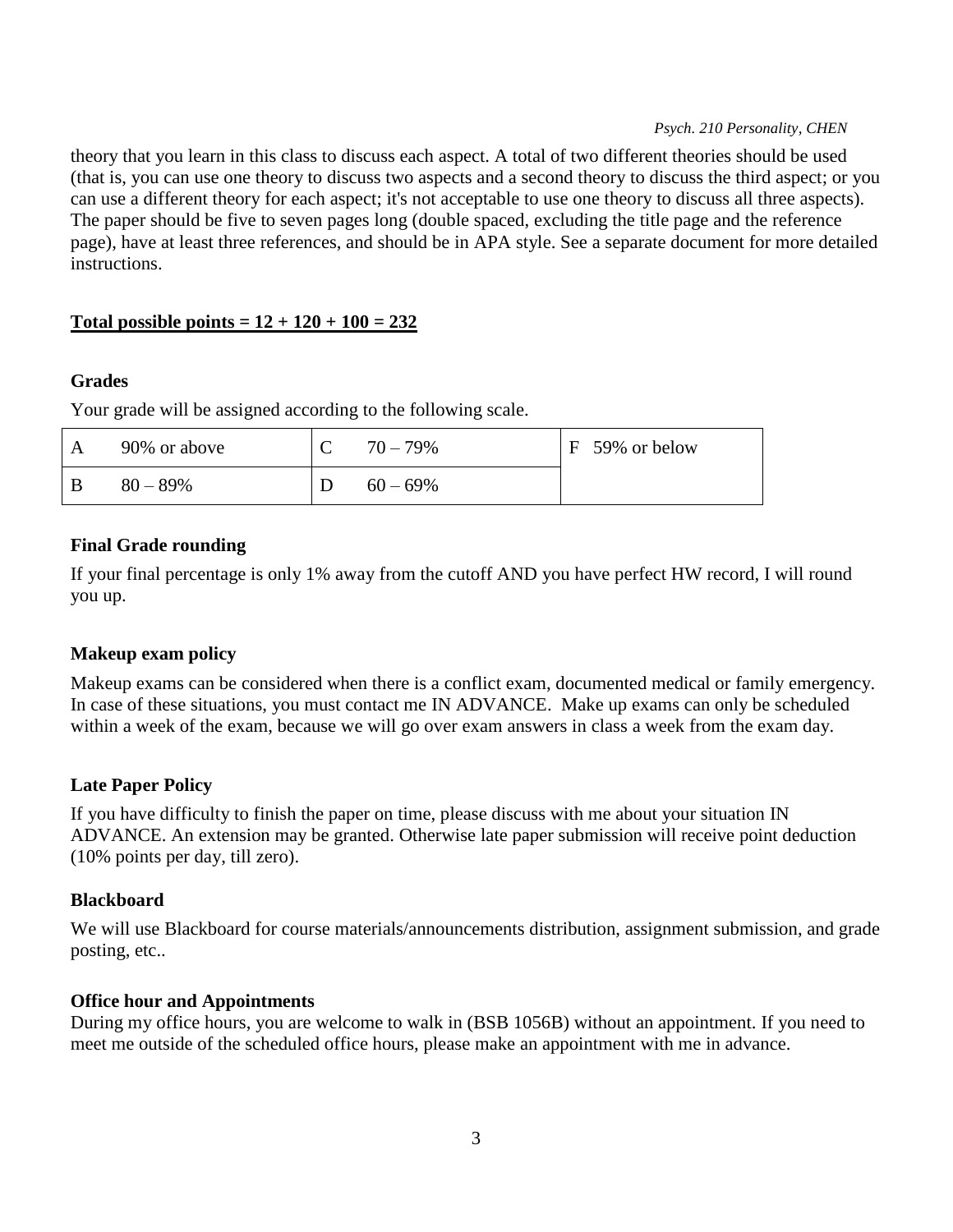theory that you learn in this class to discuss each aspect. A total of two different theories should be used (that is, you can use one theory to discuss two aspects and a second theory to discuss the third aspect; or you can use a different theory for each aspect; it's not acceptable to use one theory to discuss all three aspects). The paper should be five to seven pages long (double spaced, excluding the title page and the reference page), have at least three references, and should be in APA style. See a separate document for more detailed instructions.

**Total possible points = 12 + 120 + 100 = 232**

### Grades

Your grade will be assigned according to the following scale.

| | | | | |
|---|---|---|---|---|
| A | 90% or above | C | 70 – 79% | F 59% or below |
| B | 80 – 89% | D | 60 – 69% | |

### Final Grade rounding

If your final percentage is only 1% away from the cutoff AND you have perfect HW record, I will round you up.

### Makeup exam policy

Makeup exams can be considered when there is a conflict exam, documented medical or family emergency. In case of these situations, you must contact me IN ADVANCE. Make up exams can only be scheduled within a week of the exam, because we will go over exam answers in class a week from the exam day.

### Late Paper Policy

If you have difficulty to finish the paper on time, please discuss with me about your situation IN ADVANCE. An extension may be granted. Otherwise late paper submission will receive point deduction (10% points per day, till zero).

### Blackboard

We will use Blackboard for course materials/announcements distribution, assignment submission, and grade posting, etc..

### Office hour and Appointments

During my office hours, you are welcome to walk in (BSB 1056B) without an appointment. If you need to meet me outside of the scheduled office hours, please make an appointment with me in advance.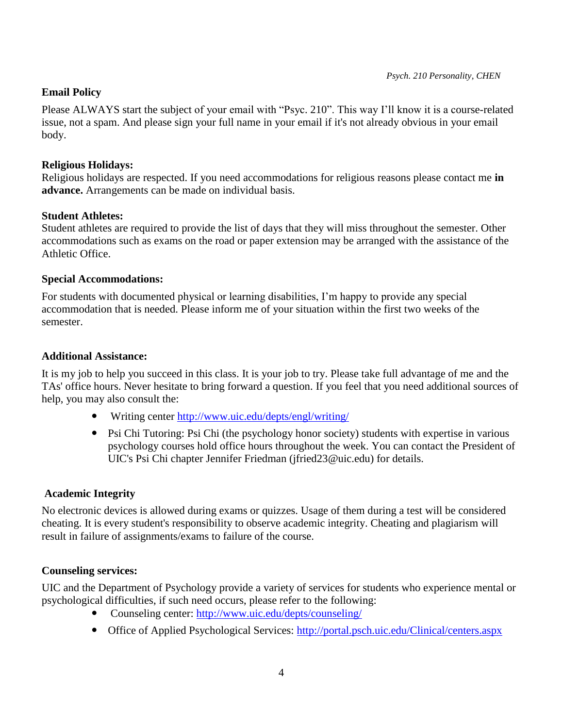**Email Policy**

Please ALWAYS start the subject of your email with "Psyc. 210". This way I'll know it is a course-related issue, not a spam. And please sign your full name in your email if it's not already obvious in your email body.

**Religious Holidays:**

Religious holidays are respected. If you need accommodations for religious reasons please contact me **in advance.** Arrangements can be made on individual basis.

**Student Athletes:**

Student athletes are required to provide the list of days that they will miss throughout the semester. Other accommodations such as exams on the road or paper extension may be arranged with the assistance of the Athletic Office.

**Special Accommodations:**

For students with documented physical or learning disabilities, I'm happy to provide any special accommodation that is needed. Please inform me of your situation within the first two weeks of the semester.

**Additional Assistance:**

It is my job to help you succeed in this class. It is your job to try. Please take full advantage of me and the TAs' office hours. Never hesitate to bring forward a question. If you feel that you need additional sources of help, you may also consult the:

- Writing center http://www.uic.edu/depts/engl/writing/
- Psi Chi Tutoring: Psi Chi (the psychology honor society) students with expertise in various psychology courses hold office hours throughout the week. You can contact the President of UIC's Psi Chi chapter Jennifer Friedman (jfried23@uic.edu) for details.

**Academic Integrity**

No electronic devices is allowed during exams or quizzes. Usage of them during a test will be considered cheating. It is every student's responsibility to observe academic integrity. Cheating and plagiarism will result in failure of assignments/exams to failure of the course.

**Counseling services:**

UIC and the Department of Psychology provide a variety of services for students who experience mental or psychological difficulties, if such need occurs, please refer to the following:

- Counseling center: http://www.uic.edu/depts/counseling/
- Office of Applied Psychological Services: http://portal.psch.uic.edu/Clinical/centers.aspx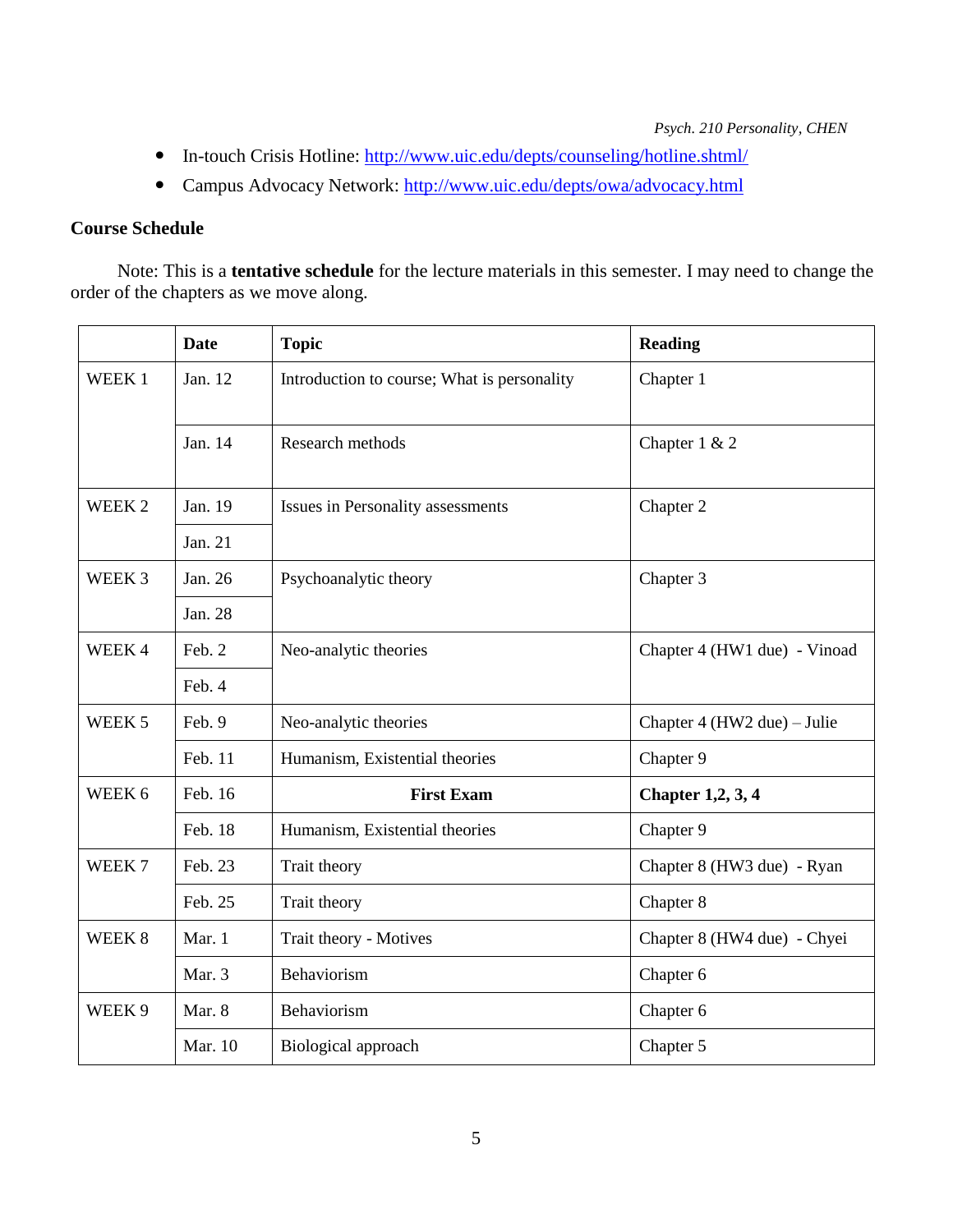- In-touch Crisis Hotline: http://www.uic.edu/depts/counseling/hotline.shtml/
- Campus Advocacy Network: http://www.uic.edu/depts/owa/advocacy.html

**Course Schedule**

Note: This is a **tentative schedule** for the lecture materials in this semester. I may need to change the order of the chapters as we move along.

| | Date | Topic | Reading |
|---|---|---|---|
| WEEK 1 | Jan. 12 | Introduction to course; What is personality | Chapter 1 |
| | Jan. 14 | Research methods | Chapter 1 & 2 |
| WEEK 2 | Jan. 19 | Issues in Personality assessments | Chapter 2 |
| | Jan. 21 | | |
| WEEK 3 | Jan. 26 | Psychoanalytic theory | Chapter 3 |
| | Jan. 28 | | |
| WEEK 4 | Feb. 2 | Neo-analytic theories | Chapter 4 (HW1 due) - Vinoad |
| | Feb. 4 | | |
| WEEK 5 | Feb. 9 | Neo-analytic theories | Chapter 4 (HW2 due) – Julie |
| | Feb. 11 | Humanism, Existential theories | Chapter 9 |
| WEEK 6 | Feb. 16 | **First Exam** | **Chapter 1,2, 3, 4** |
| | Feb. 18 | Humanism, Existential theories | Chapter 9 |
| WEEK 7 | Feb. 23 | Trait theory | Chapter 8 (HW3 due) - Ryan |
| | Feb. 25 | Trait theory | Chapter 8 |
| WEEK 8 | Mar. 1 | Trait theory - Motives | Chapter 8 (HW4 due) - Chyei |
| | Mar. 3 | Behaviorism | Chapter 6 |
| WEEK 9 | Mar. 8 | Behaviorism | Chapter 6 |
| | Mar. 10 | Biological approach | Chapter 5 |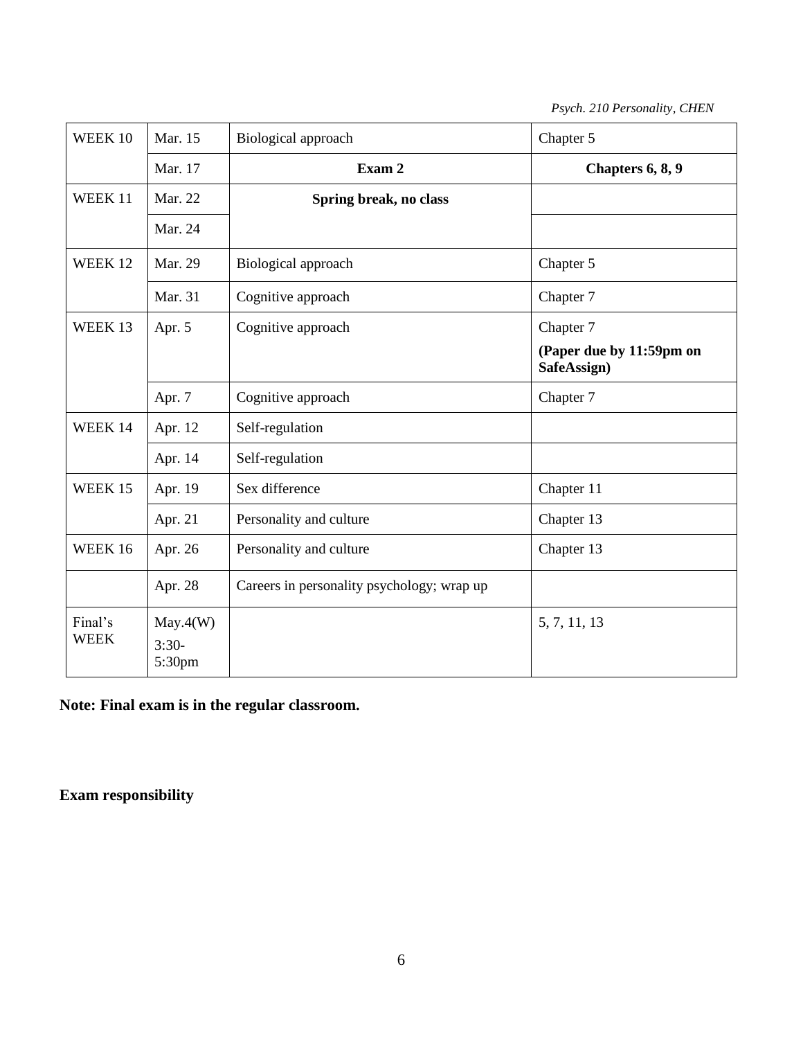| | | | |
|---|---|---|---|
| WEEK 10 | Mar. 15 | Biological approach | Chapter 5 |
| | Mar. 17 | **Exam 2** | **Chapters 6, 8, 9** |
| WEEK 11 | Mar. 22 | **Spring break, no class** | |
| | Mar. 24 | | |
| WEEK 12 | Mar. 29 | Biological approach | Chapter 5 |
| | Mar. 31 | Cognitive approach | Chapter 7 |
| WEEK 13 | Apr. 5 | Cognitive approach | Chapter 7 **(Paper due by 11:59pm on SafeAssign)** |
| | Apr. 7 | Cognitive approach | Chapter 7 |
| WEEK 14 | Apr. 12 | Self-regulation | |
| | Apr. 14 | Self-regulation | |
| WEEK 15 | Apr. 19 | Sex difference | Chapter 11 |
| | Apr. 21 | Personality and culture | Chapter 13 |
| WEEK 16 | Apr. 26 | Personality and culture | Chapter 13 |
| | Apr. 28 | Careers in personality psychology; wrap up | |
| Final's WEEK | May.4(W) 3:30-5:30pm | | 5, 7, 11, 13 |

**Note: Final exam is in the regular classroom.**

**Exam responsibility**